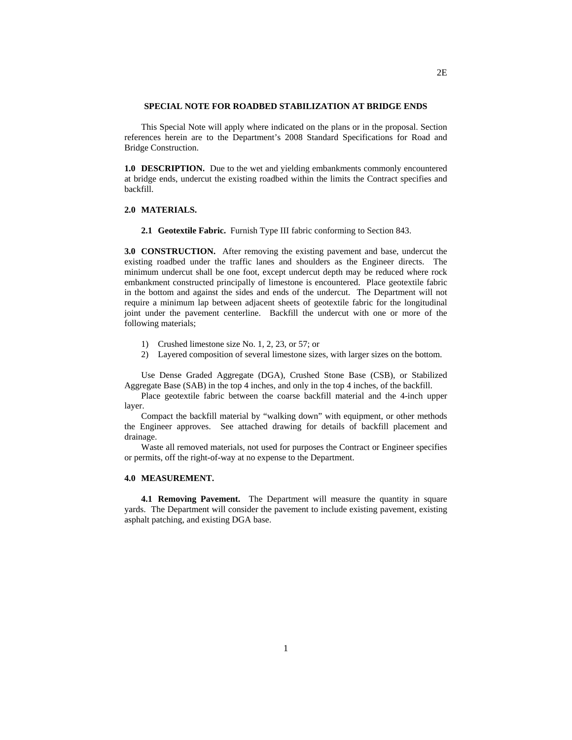2E

# SPECIAL NOTE FOR ROADBED STABILIZATION AT BRIDGE ENDS

This Special Note will apply where indicated on the plans or in the proposal. Section references herein are to the Department's 2008 Standard Specifications for Road and Bridge Construction.

**1.0 DESCRIPTION.** Due to the wet and yielding embankments commonly encountered at bridge ends, undercut the existing roadbed within the limits the Contract specifies and backfill.

**2.0 MATERIALS.**

**2.1 Geotextile Fabric.** Furnish Type III fabric conforming to Section 843.

**3.0 CONSTRUCTION.** After removing the existing pavement and base, undercut the existing roadbed under the traffic lanes and shoulders as the Engineer directs. The minimum undercut shall be one foot, except undercut depth may be reduced where rock embankment constructed principally of limestone is encountered. Place geotextile fabric in the bottom and against the sides and ends of the undercut. The Department will not require a minimum lap between adjacent sheets of geotextile fabric for the longitudinal joint under the pavement centerline. Backfill the undercut with one or more of the following materials;

1) Crushed limestone size No. 1, 2, 23, or 57; or
2) Layered composition of several limestone sizes, with larger sizes on the bottom.

Use Dense Graded Aggregate (DGA), Crushed Stone Base (CSB), or Stabilized Aggregate Base (SAB) in the top 4 inches, and only in the top 4 inches, of the backfill.

Place geotextile fabric between the coarse backfill material and the 4-inch upper layer.

Compact the backfill material by "walking down" with equipment, or other methods the Engineer approves. See attached drawing for details of backfill placement and drainage.

Waste all removed materials, not used for purposes the Contract or Engineer specifies or permits, off the right-of-way at no expense to the Department.

**4.0 MEASUREMENT.**

**4.1 Removing Pavement.** The Department will measure the quantity in square yards. The Department will consider the pavement to include existing pavement, existing asphalt patching, and existing DGA base.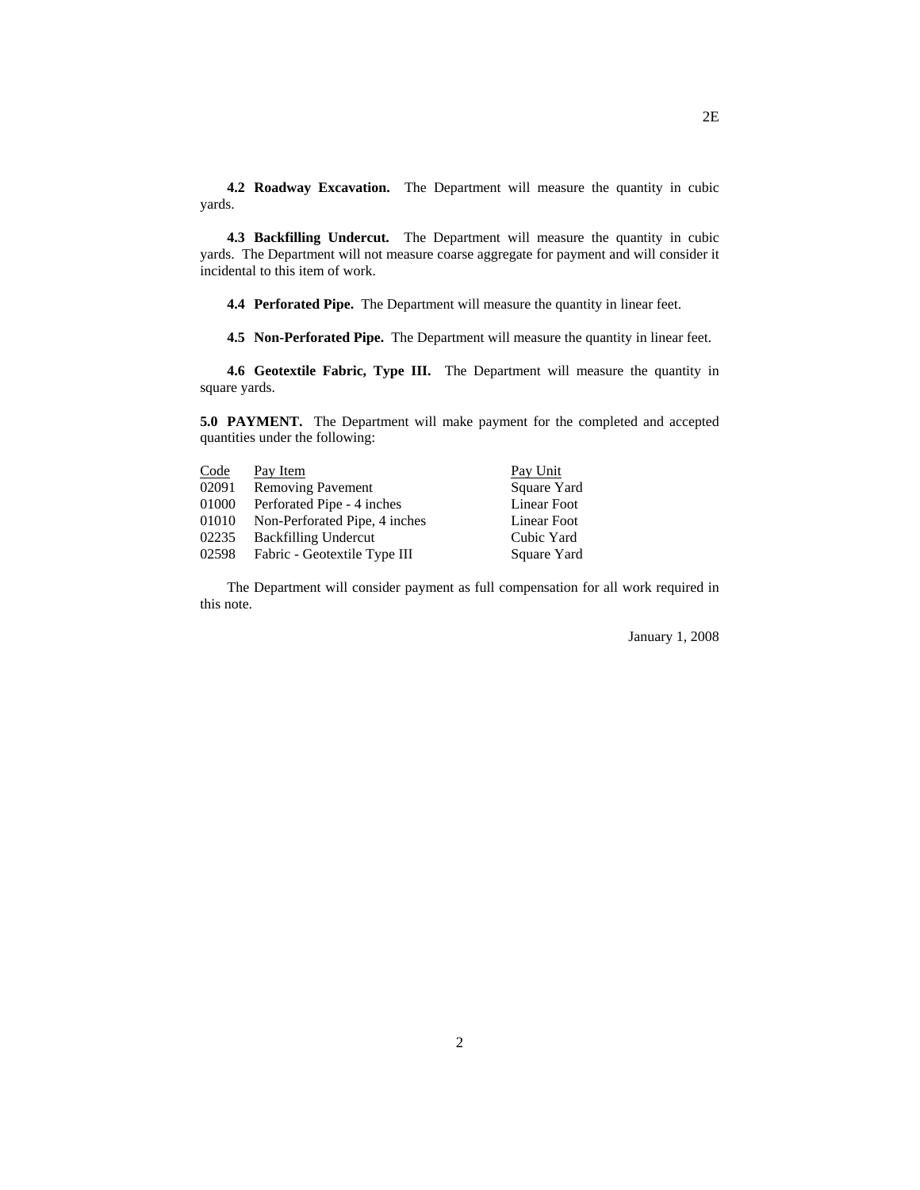**4.2 Roadway Excavation.** The Department will measure the quantity in cubic yards.

**4.3 Backfilling Undercut.** The Department will measure the quantity in cubic yards. The Department will not measure coarse aggregate for payment and will consider it incidental to this item of work.

**4.4 Perforated Pipe.** The Department will measure the quantity in linear feet.

**4.5 Non-Perforated Pipe.** The Department will measure the quantity in linear feet.

**4.6 Geotextile Fabric, Type III.** The Department will measure the quantity in square yards.

**5.0 PAYMENT.** The Department will make payment for the completed and accepted quantities under the following:

| Code | Pay Item | Pay Unit |
|---|---|---|
| 02091 | Removing Pavement | Square Yard |
| 01000 | Perforated Pipe - 4 inches | Linear Foot |
| 01010 | Non-Perforated Pipe, 4 inches | Linear Foot |
| 02235 | Backfilling Undercut | Cubic Yard |
| 02598 | Fabric - Geotextile Type III | Square Yard |

The Department will consider payment as full compensation for all work required in this note.

January 1, 2008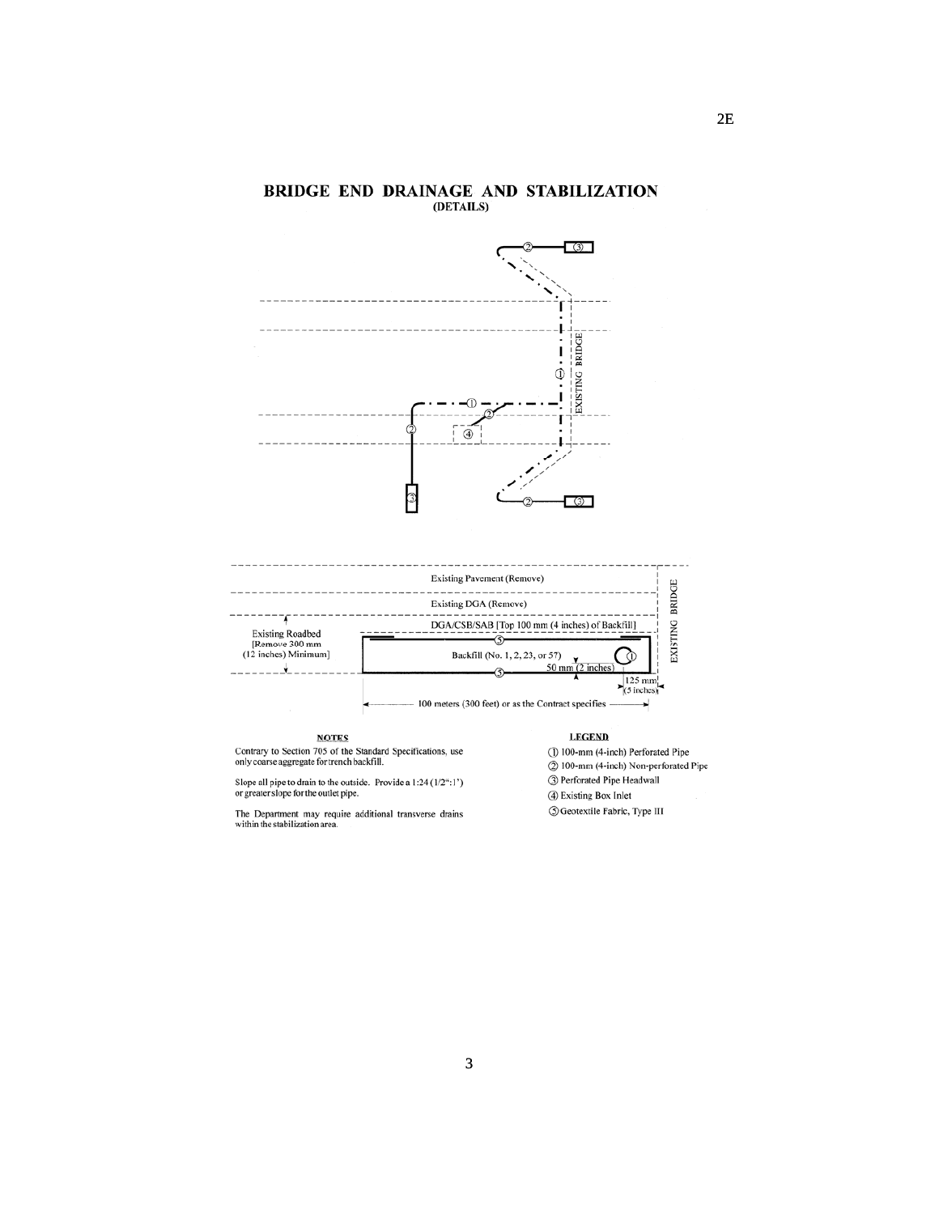# BRIDGE END DRAINAGE AND STABILIZATION

(DETAILS)

EXISTING BRIDGE

①
②
③
④

Existing Pavement (Remove)

Existing DGA (Remove)

DGA/CSB/SAB [Top 100 mm (4 inches) of Backfill]

Existing Roadbed
[Remove 300 mm
(12 inches) Minimum]

Backfill (No. 1, 2, 23, or 57)

50 mm (2 inches)

125 mm
(5 inches)

100 meters (300 feet) or as the Contract specifies

EXISTING BRIDGE

**NOTES**

Contrary to Section 705 of the Standard Specifications, use only coarse aggregate for trench backfill.

Slope all pipe to drain to the outside. Provide a 1:24 (1/2":1') or greater slope for the outlet pipe.

The Department may require additional transverse drains within the stabilization area.

**LEGEND**

① 100-mm (4-inch) Perforated Pipe
② 100-mm (4-inch) Non-perforated Pipe
③ Perforated Pipe Headwall
④ Existing Box Inlet
⑤ Geotextile Fabric, Type III